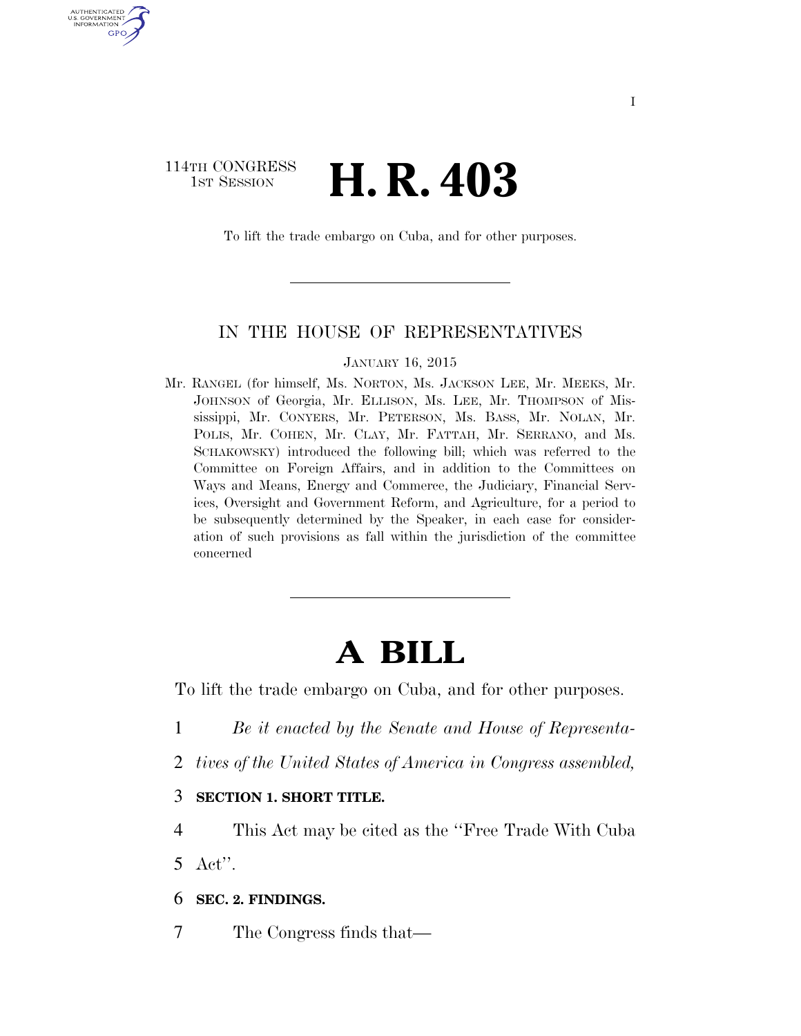114TH CONGRESS
1ST SESSION

# H. R. 403

To lift the trade embargo on Cuba, and for other purposes.

---

IN THE HOUSE OF REPRESENTATIVES

JANUARY 16, 2015

Mr. RANGEL (for himself, Ms. NORTON, Ms. JACKSON LEE, Mr. MEEKS, Mr. JOHNSON of Georgia, Mr. ELLISON, Ms. LEE, Mr. THOMPSON of Mississippi, Mr. CONYERS, Mr. PETERSON, Ms. BASS, Mr. NOLAN, Mr. POLIS, Mr. COHEN, Mr. CLAY, Mr. FATTAH, Mr. SERRANO, and Ms. SCHAKOWSKY) introduced the following bill; which was referred to the Committee on Foreign Affairs, and in addition to the Committees on Ways and Means, Energy and Commerce, the Judiciary, Financial Services, Oversight and Government Reform, and Agriculture, for a period to be subsequently determined by the Speaker, in each case for consideration of such provisions as fall within the jurisdiction of the committee concerned

---

# A BILL

To lift the trade embargo on Cuba, and for other purposes.

1 *Be it enacted by the Senate and House of Representa-*
2 *tives of the United States of America in Congress assembled,*

3 **SECTION 1. SHORT TITLE.**

4 This Act may be cited as the ''Free Trade With Cuba
5 Act''.

6 **SEC. 2. FINDINGS.**

7 The Congress finds that—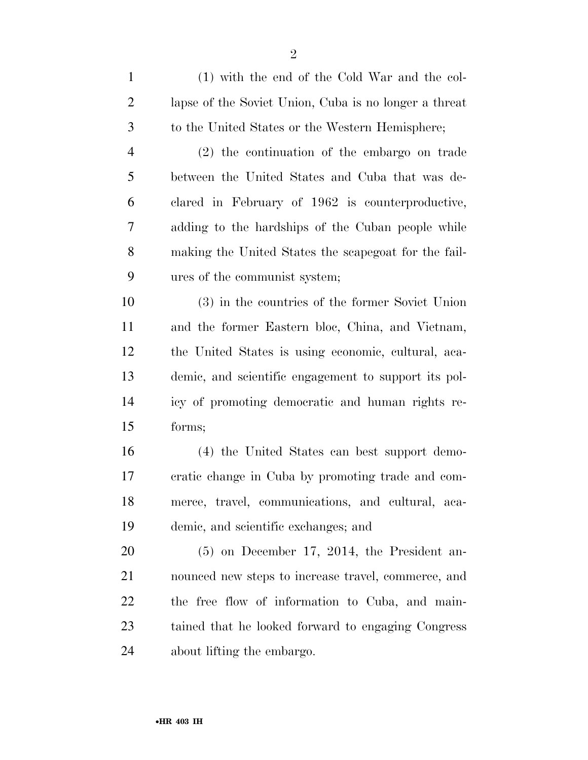(1) with the end of the Cold War and the collapse of the Soviet Union, Cuba is no longer a threat to the United States or the Western Hemisphere;

(2) the continuation of the embargo on trade between the United States and Cuba that was declared in February of 1962 is counterproductive, adding to the hardships of the Cuban people while making the United States the scapegoat for the failures of the communist system;

(3) in the countries of the former Soviet Union and the former Eastern bloc, China, and Vietnam, the United States is using economic, cultural, academic, and scientific engagement to support its policy of promoting democratic and human rights reforms;

(4) the United States can best support democratic change in Cuba by promoting trade and commerce, travel, communications, and cultural, academic, and scientific exchanges; and

(5) on December 17, 2014, the President announced new steps to increase travel, commerce, and the free flow of information to Cuba, and maintained that he looked forward to engaging Congress about lifting the embargo.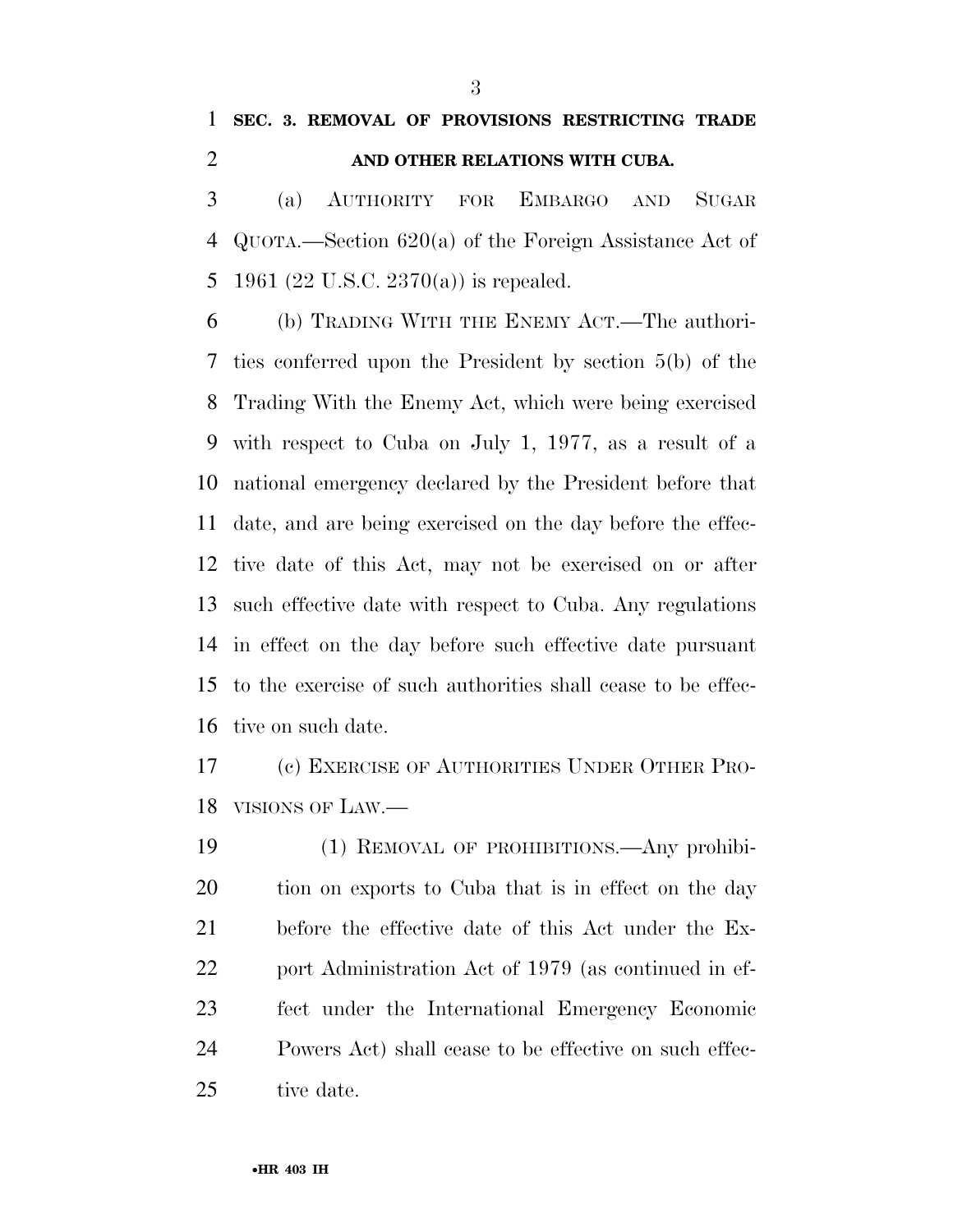## SEC. 3. REMOVAL OF PROVISIONS RESTRICTING TRADE AND OTHER RELATIONS WITH CUBA.

(a) AUTHORITY FOR EMBARGO AND SUGAR QUOTA.—Section 620(a) of the Foreign Assistance Act of 1961 (22 U.S.C. 2370(a)) is repealed.

(b) TRADING WITH THE ENEMY ACT.—The authorities conferred upon the President by section 5(b) of the Trading With the Enemy Act, which were being exercised with respect to Cuba on July 1, 1977, as a result of a national emergency declared by the President before that date, and are being exercised on the day before the effective date of this Act, may not be exercised on or after such effective date with respect to Cuba. Any regulations in effect on the day before such effective date pursuant to the exercise of such authorities shall cease to be effective on such date.

(c) EXERCISE OF AUTHORITIES UNDER OTHER PROVISIONS OF LAW.—

(1) REMOVAL OF PROHIBITIONS.—Any prohibition on exports to Cuba that is in effect on the day before the effective date of this Act under the Export Administration Act of 1979 (as continued in effect under the International Emergency Economic Powers Act) shall cease to be effective on such effective date.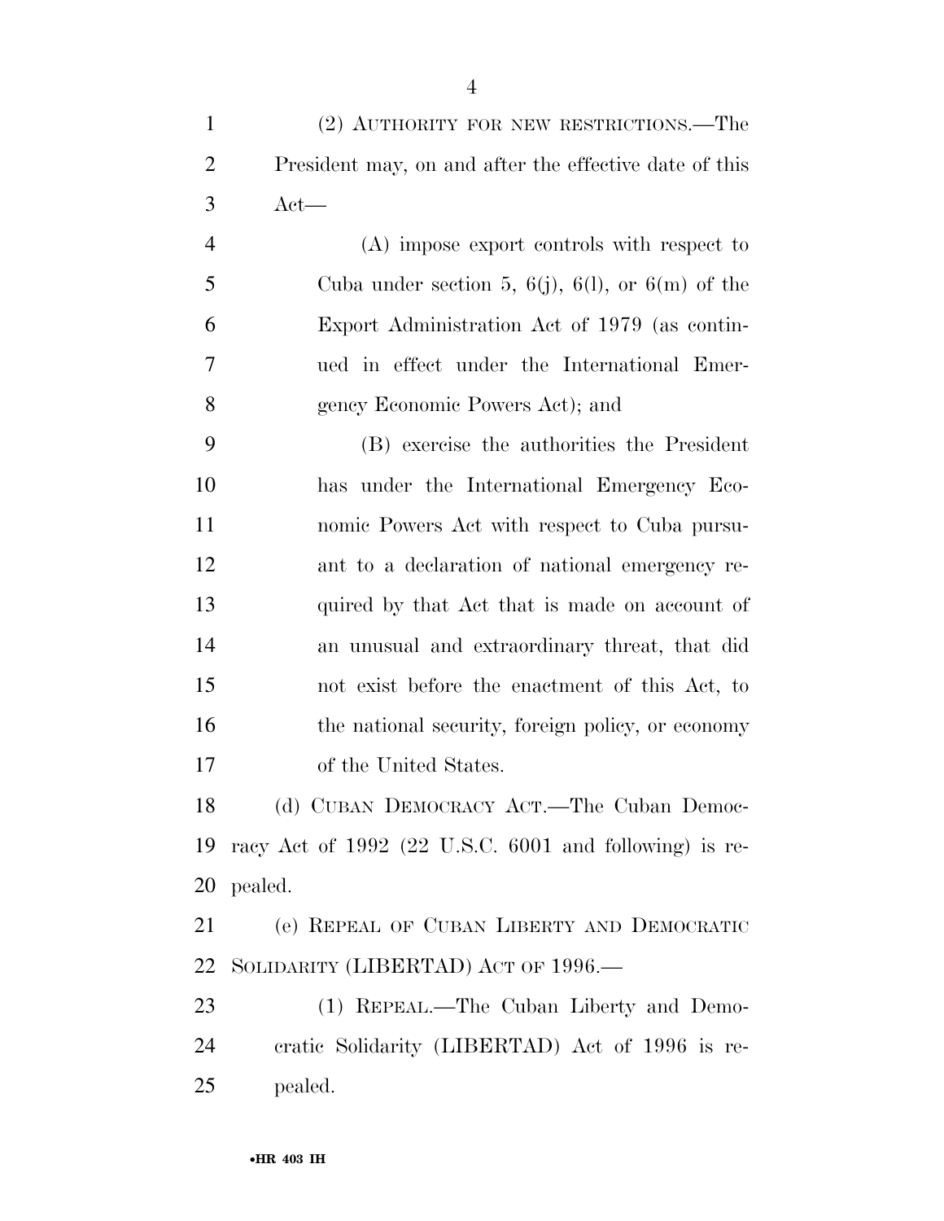(2) AUTHORITY FOR NEW RESTRICTIONS.—The President may, on and after the effective date of this Act—

(A) impose export controls with respect to Cuba under section 5, 6(j), 6(l), or 6(m) of the Export Administration Act of 1979 (as continued in effect under the International Emergency Economic Powers Act); and

(B) exercise the authorities the President has under the International Emergency Economic Powers Act with respect to Cuba pursuant to a declaration of national emergency required by that Act that is made on account of an unusual and extraordinary threat, that did not exist before the enactment of this Act, to the national security, foreign policy, or economy of the United States.

(d) CUBAN DEMOCRACY ACT.—The Cuban Democracy Act of 1992 (22 U.S.C. 6001 and following) is repealed.

(e) REPEAL OF CUBAN LIBERTY AND DEMOCRATIC SOLIDARITY (LIBERTAD) ACT OF 1996.—

(1) REPEAL.—The Cuban Liberty and Democratic Solidarity (LIBERTAD) Act of 1996 is repealed.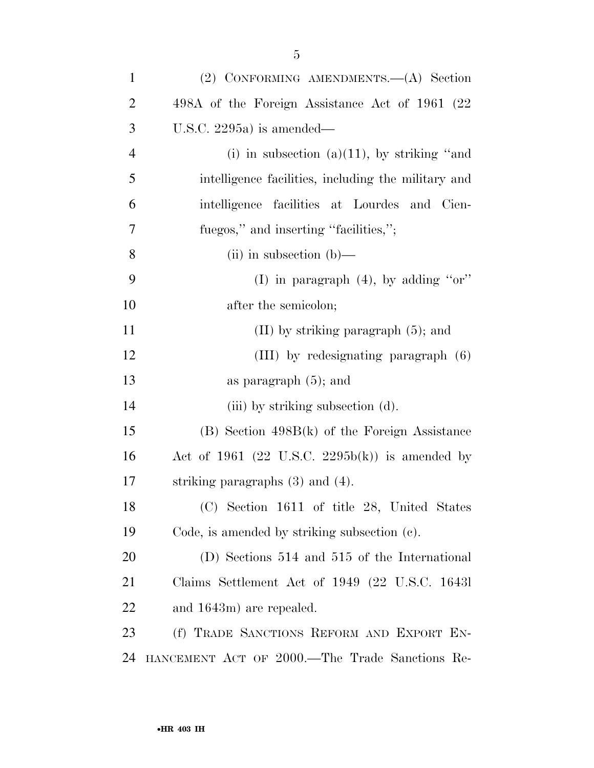(2) CONFORMING AMENDMENTS.—(A) Section 498A of the Foreign Assistance Act of 1961 (22 U.S.C. 2295a) is amended—

(i) in subsection (a)(11), by striking "and intelligence facilities, including the military and intelligence facilities at Lourdes and Cienfuegos," and inserting "facilities,";

(ii) in subsection (b)—

(I) in paragraph (4), by adding "or" after the semicolon;

(II) by striking paragraph (5); and

(III) by redesignating paragraph (6) as paragraph (5); and

(iii) by striking subsection (d).

(B) Section 498B(k) of the Foreign Assistance Act of 1961 (22 U.S.C. 2295b(k)) is amended by striking paragraphs (3) and (4).

(C) Section 1611 of title 28, United States Code, is amended by striking subsection (c).

(D) Sections 514 and 515 of the International Claims Settlement Act of 1949 (22 U.S.C. 1643l and 1643m) are repealed.

(f) TRADE SANCTIONS REFORM AND EXPORT ENHANCEMENT ACT OF 2000.—The Trade Sanctions Re-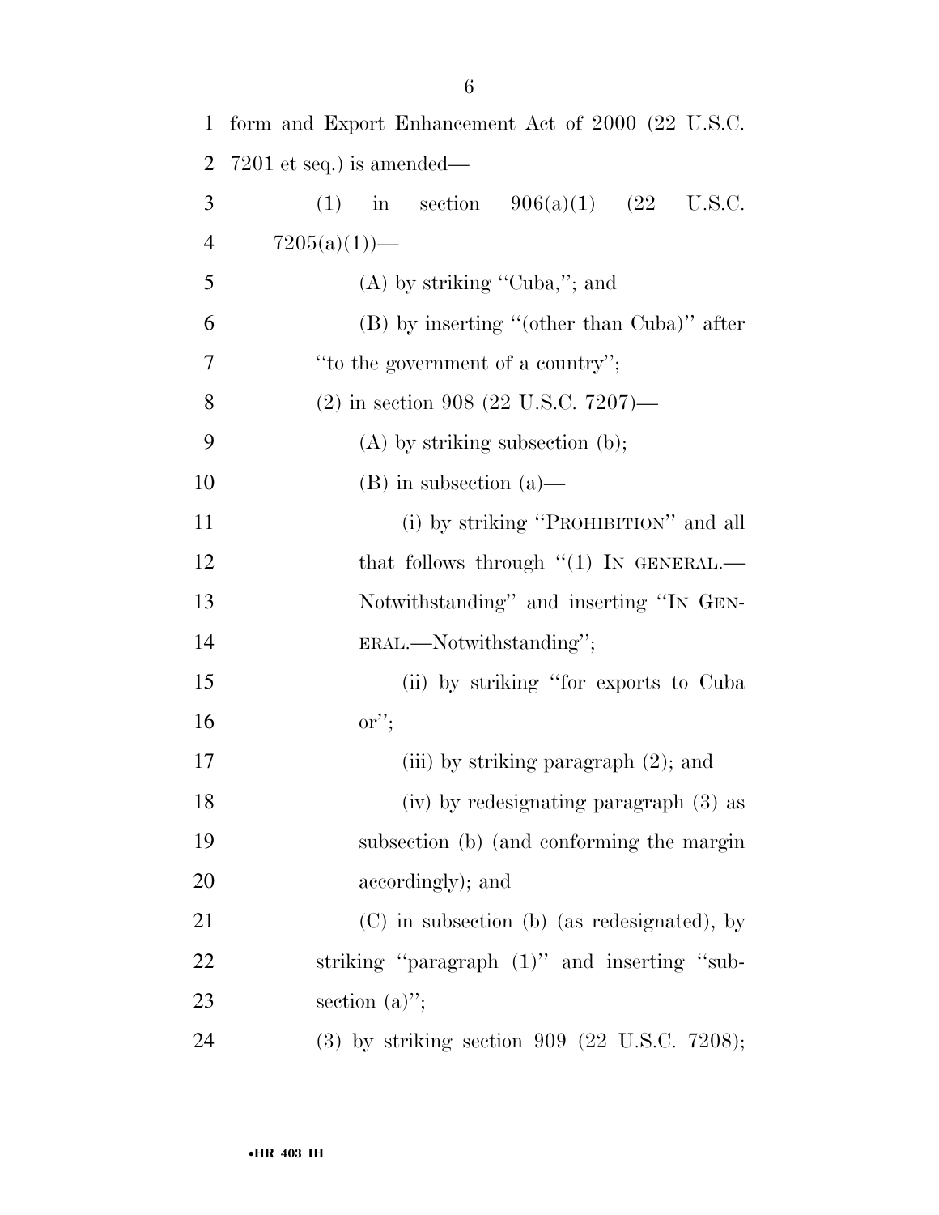form and Export Enhancement Act of 2000 (22 U.S.C. 7201 et seq.) is amended—

(1) in section 906(a)(1) (22 U.S.C. 7205(a)(1))—

(A) by striking "Cuba,"; and

(B) by inserting "(other than Cuba)" after "to the government of a country";

(2) in section 908 (22 U.S.C. 7207)—

(A) by striking subsection (b);

(B) in subsection (a)—

(i) by striking "PROHIBITION" and all that follows through "(1) IN GENERAL.—Notwithstanding" and inserting "IN GENERAL.—Notwithstanding";

(ii) by striking "for exports to Cuba or";

(iii) by striking paragraph (2); and

(iv) by redesignating paragraph (3) as subsection (b) (and conforming the margin accordingly); and

(C) in subsection (b) (as redesignated), by striking "paragraph (1)" and inserting "subsection (a)";

(3) by striking section 909 (22 U.S.C. 7208);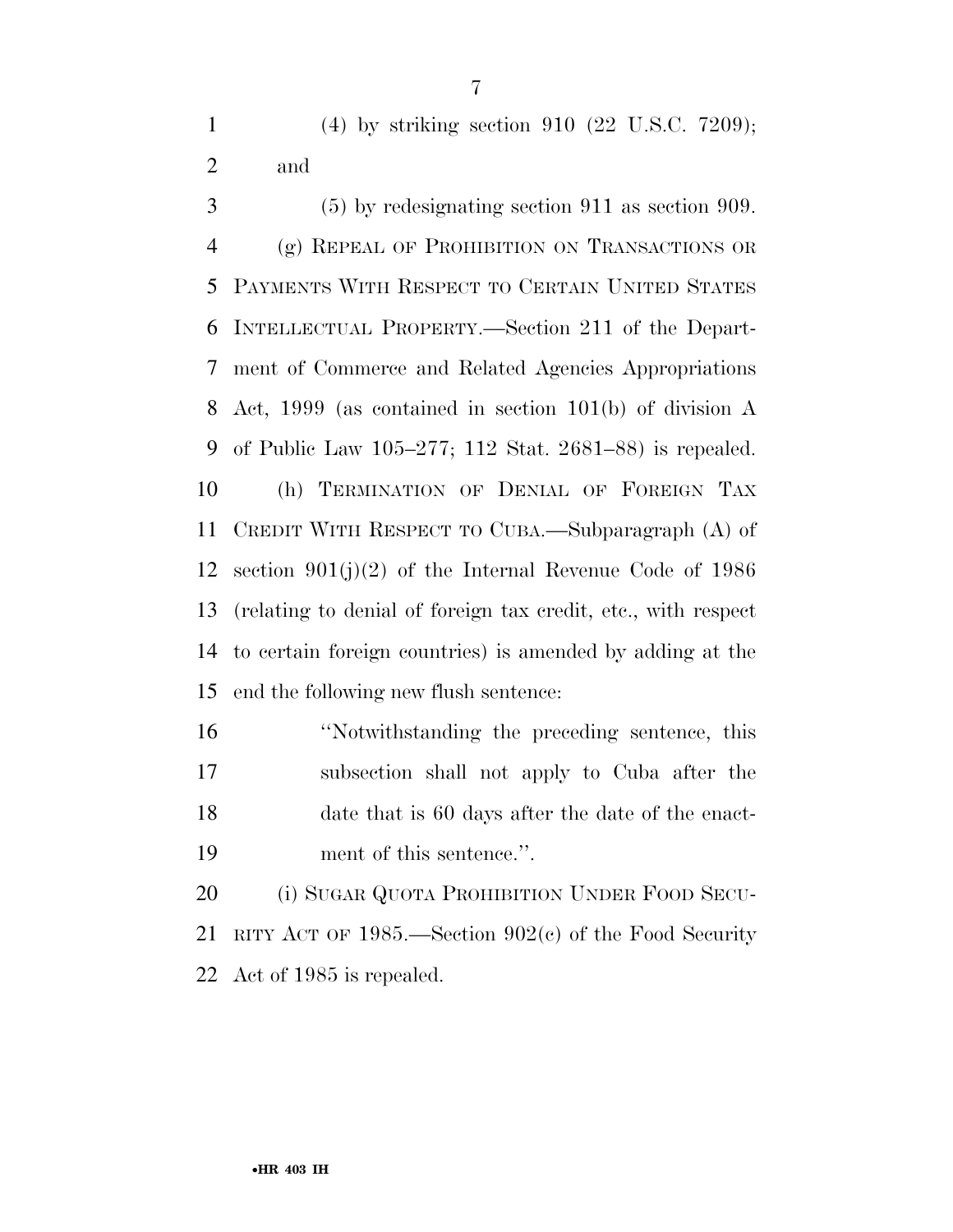(4) by striking section 910 (22 U.S.C. 7209); and

(5) by redesignating section 911 as section 909.

(g) REPEAL OF PROHIBITION ON TRANSACTIONS OR PAYMENTS WITH RESPECT TO CERTAIN UNITED STATES INTELLECTUAL PROPERTY.—Section 211 of the Department of Commerce and Related Agencies Appropriations Act, 1999 (as contained in section 101(b) of division A of Public Law 105–277; 112 Stat. 2681–88) is repealed.

(h) TERMINATION OF DENIAL OF FOREIGN TAX CREDIT WITH RESPECT TO CUBA.—Subparagraph (A) of section 901(j)(2) of the Internal Revenue Code of 1986 (relating to denial of foreign tax credit, etc., with respect to certain foreign countries) is amended by adding at the end the following new flush sentence:

> ''Notwithstanding the preceding sentence, this subsection shall not apply to Cuba after the date that is 60 days after the date of the enactment of this sentence.''.

(i) SUGAR QUOTA PROHIBITION UNDER FOOD SECURITY ACT OF 1985.—Section 902(c) of the Food Security Act of 1985 is repealed.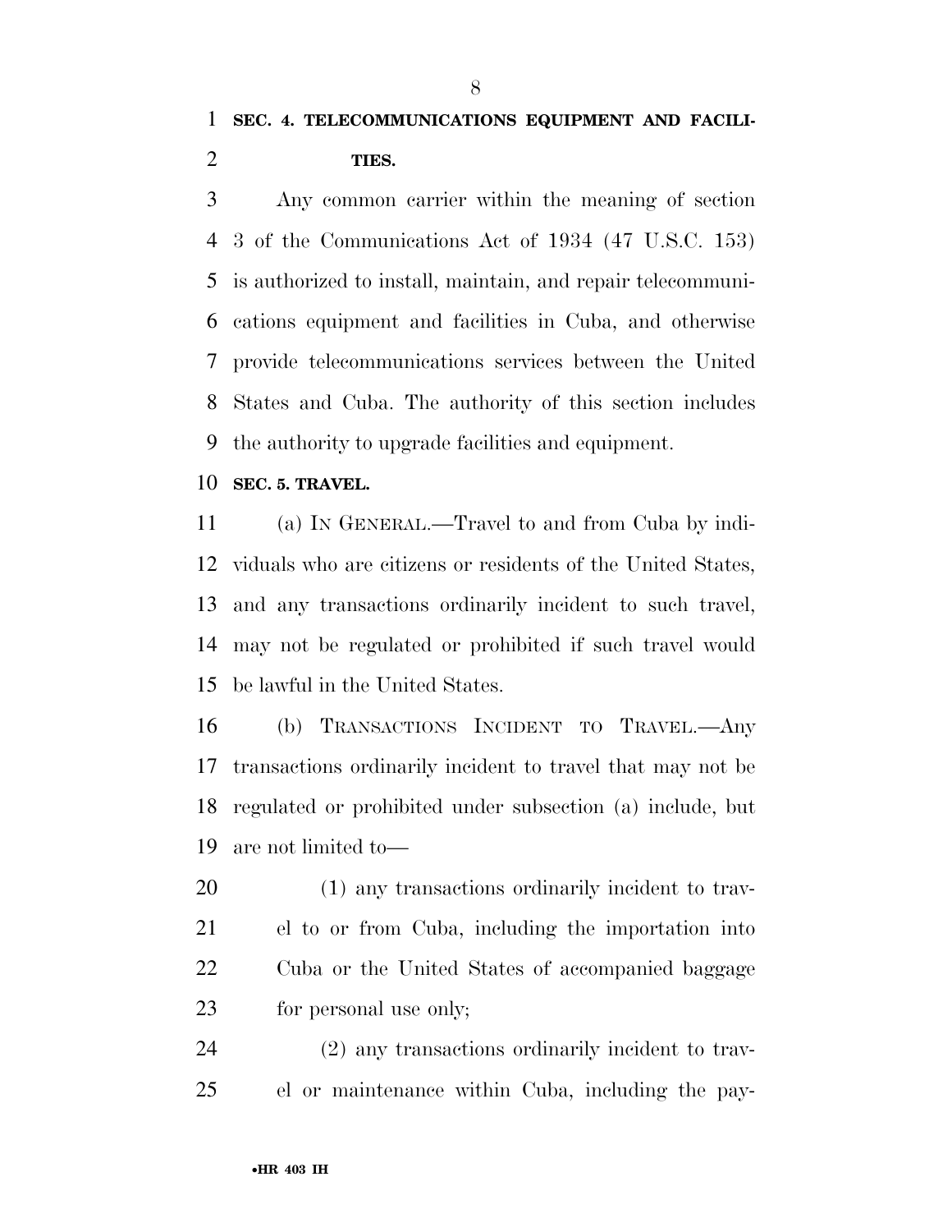**SEC. 4. TELECOMMUNICATIONS EQUIPMENT AND FACILITIES.**

Any common carrier within the meaning of section 3 of the Communications Act of 1934 (47 U.S.C. 153) is authorized to install, maintain, and repair telecommunications equipment and facilities in Cuba, and otherwise provide telecommunications services between the United States and Cuba. The authority of this section includes the authority to upgrade facilities and equipment.

**SEC. 5. TRAVEL.**

(a) IN GENERAL.—Travel to and from Cuba by individuals who are citizens or residents of the United States, and any transactions ordinarily incident to such travel, may not be regulated or prohibited if such travel would be lawful in the United States.

(b) TRANSACTIONS INCIDENT TO TRAVEL.—Any transactions ordinarily incident to travel that may not be regulated or prohibited under subsection (a) include, but are not limited to—

(1) any transactions ordinarily incident to travel to or from Cuba, including the importation into Cuba or the United States of accompanied baggage for personal use only;

(2) any transactions ordinarily incident to travel or maintenance within Cuba, including the pay-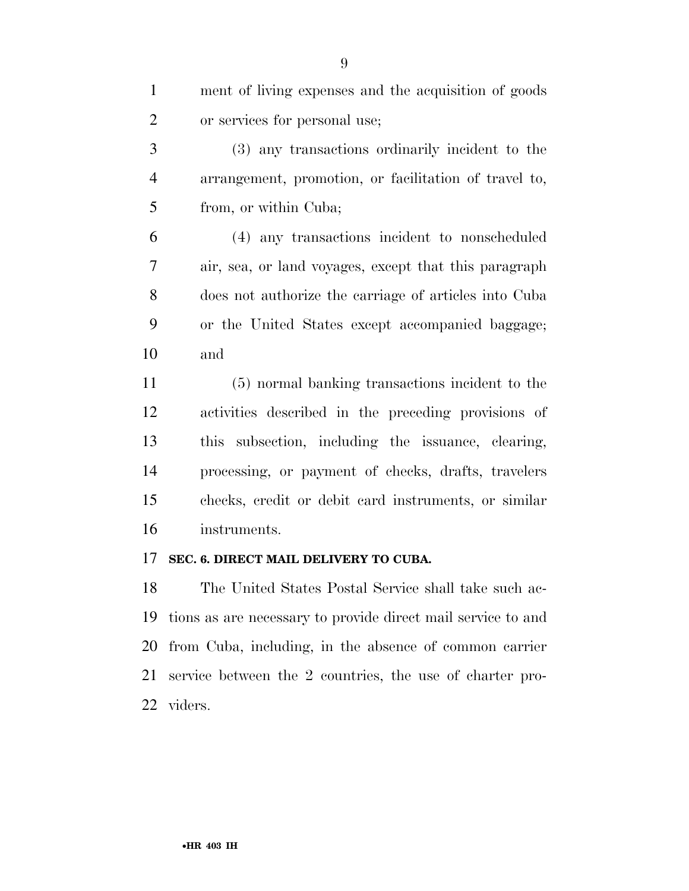ment of living expenses and the acquisition of goods or services for personal use;

(3) any transactions ordinarily incident to the arrangement, promotion, or facilitation of travel to, from, or within Cuba;

(4) any transactions incident to nonscheduled air, sea, or land voyages, except that this paragraph does not authorize the carriage of articles into Cuba or the United States except accompanied baggage; and

(5) normal banking transactions incident to the activities described in the preceding provisions of this subsection, including the issuance, clearing, processing, or payment of checks, drafts, travelers checks, credit or debit card instruments, or similar instruments.

**SEC. 6. DIRECT MAIL DELIVERY TO CUBA.**

The United States Postal Service shall take such actions as are necessary to provide direct mail service to and from Cuba, including, in the absence of common carrier service between the 2 countries, the use of charter providers.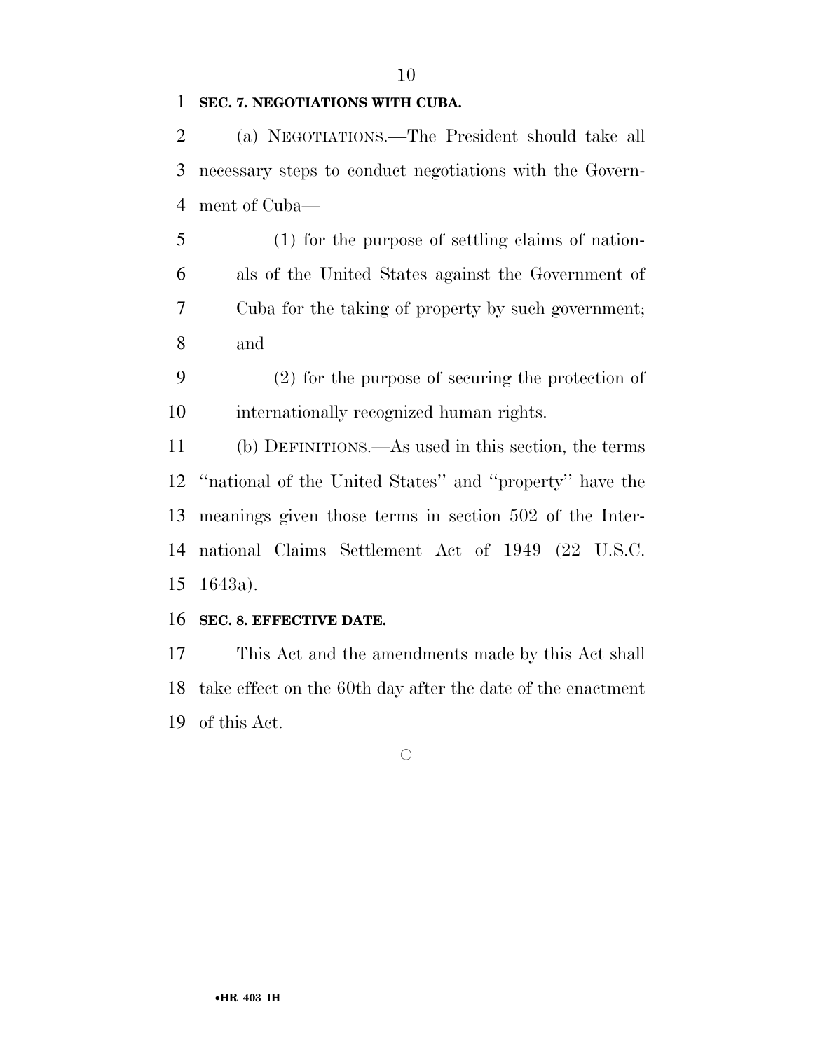**SEC. 7. NEGOTIATIONS WITH CUBA.**

(a) NEGOTIATIONS.—The President should take all necessary steps to conduct negotiations with the Government of Cuba—

(1) for the purpose of settling claims of nationals of the United States against the Government of Cuba for the taking of property by such government; and

(2) for the purpose of securing the protection of internationally recognized human rights.

(b) DEFINITIONS.—As used in this section, the terms "national of the United States" and "property" have the meanings given those terms in section 502 of the International Claims Settlement Act of 1949 (22 U.S.C. 1643a).

**SEC. 8. EFFECTIVE DATE.**

This Act and the amendments made by this Act shall take effect on the 60th day after the date of the enactment of this Act.

○